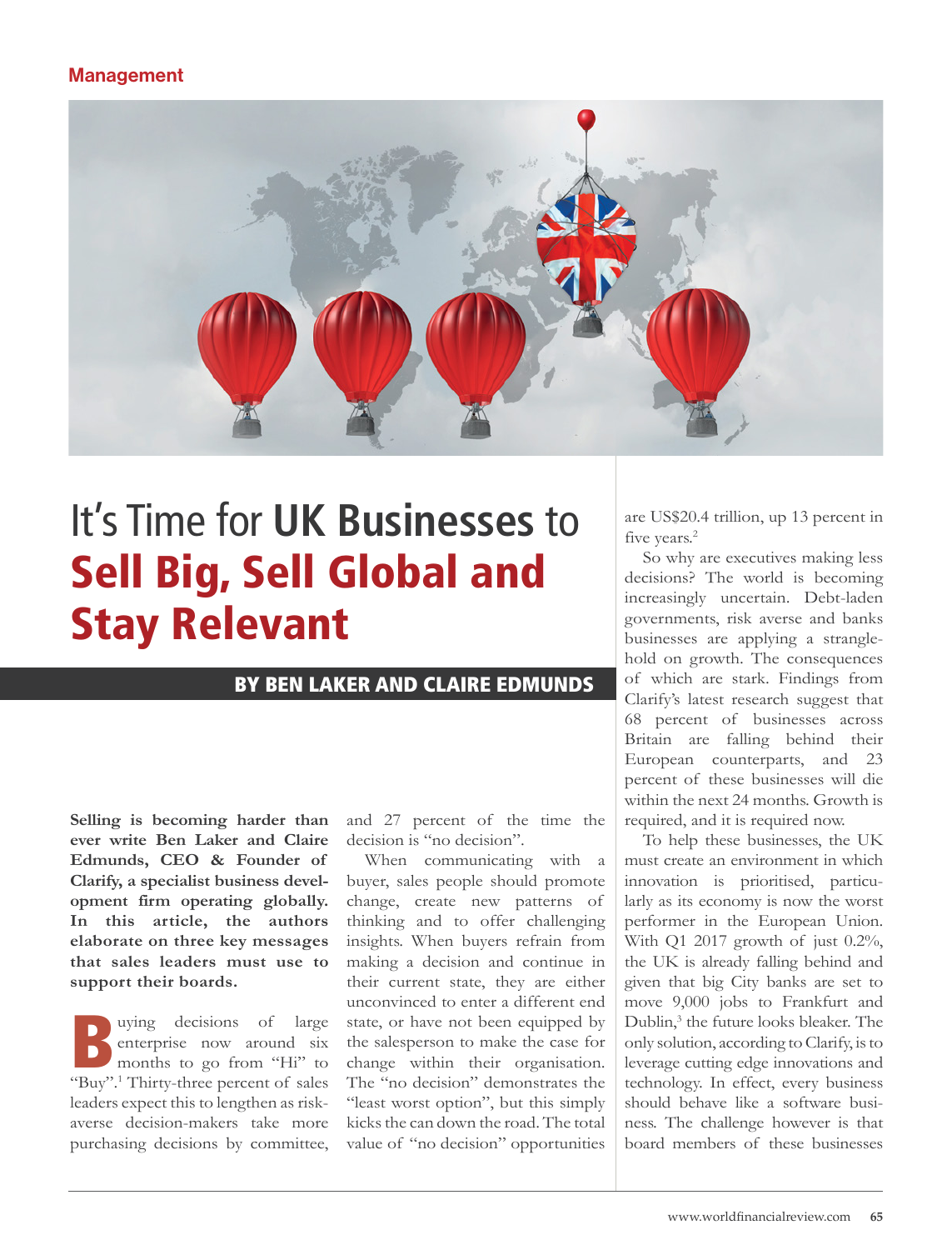# It's Time for UK Businesses to Sell Big, Sell Global and Stay Relevant

**BY BEN LAKER AND CLAIRE EDMUNDS**

**Selling is becoming harder than ever write Ben Laker and Claire Edmunds, CEO & Founder of Clarify, a specialist business development firm operating globally. In this article, the authors elaborate on three key messages that sales leaders must use to support their boards.**

Buying decisions of large enterprise now around six months to go from "Hi" to "Buy".[1] Thirty-three percent of sales leaders expect this to lengthen as risk-averse decision-makers take more purchasing decisions by committee, and 27 percent of the time the decision is "no decision".

When communicating with a buyer, sales people should promote change, create new patterns of thinking and to offer challenging insights. When buyers refrain from making a decision and continue in their current state, they are either unconvinced to enter a different end state, or have not been equipped by the salesperson to make the case for change within their organisation. The "no decision" demonstrates the "least worst option", but this simply kicks the can down the road. The total value of "no decision" opportunities are US$20.4 trillion, up 13 percent in five years.[2]

So why are executives making less decisions? The world is becoming increasingly uncertain. Debt-laden governments, risk averse and banks businesses are applying a strangle-hold on growth. The consequences of which are stark. Findings from Clarify's latest research suggest that 68 percent of businesses across Britain are falling behind their European counterparts, and 23 percent of these businesses will die within the next 24 months. Growth is required, and it is required now.

To help these businesses, the UK must create an environment in which innovation is prioritised, particularly as its economy is now the worst performer in the European Union. With Q1 2017 growth of just 0.2%, the UK is already falling behind and given that big City banks are set to move 9,000 jobs to Frankfurt and Dublin,[3] the future looks bleaker. The only solution, according to Clarify, is to leverage cutting edge innovations and technology. In effect, every business should behave like a software business. The challenge however is that board members of these businesses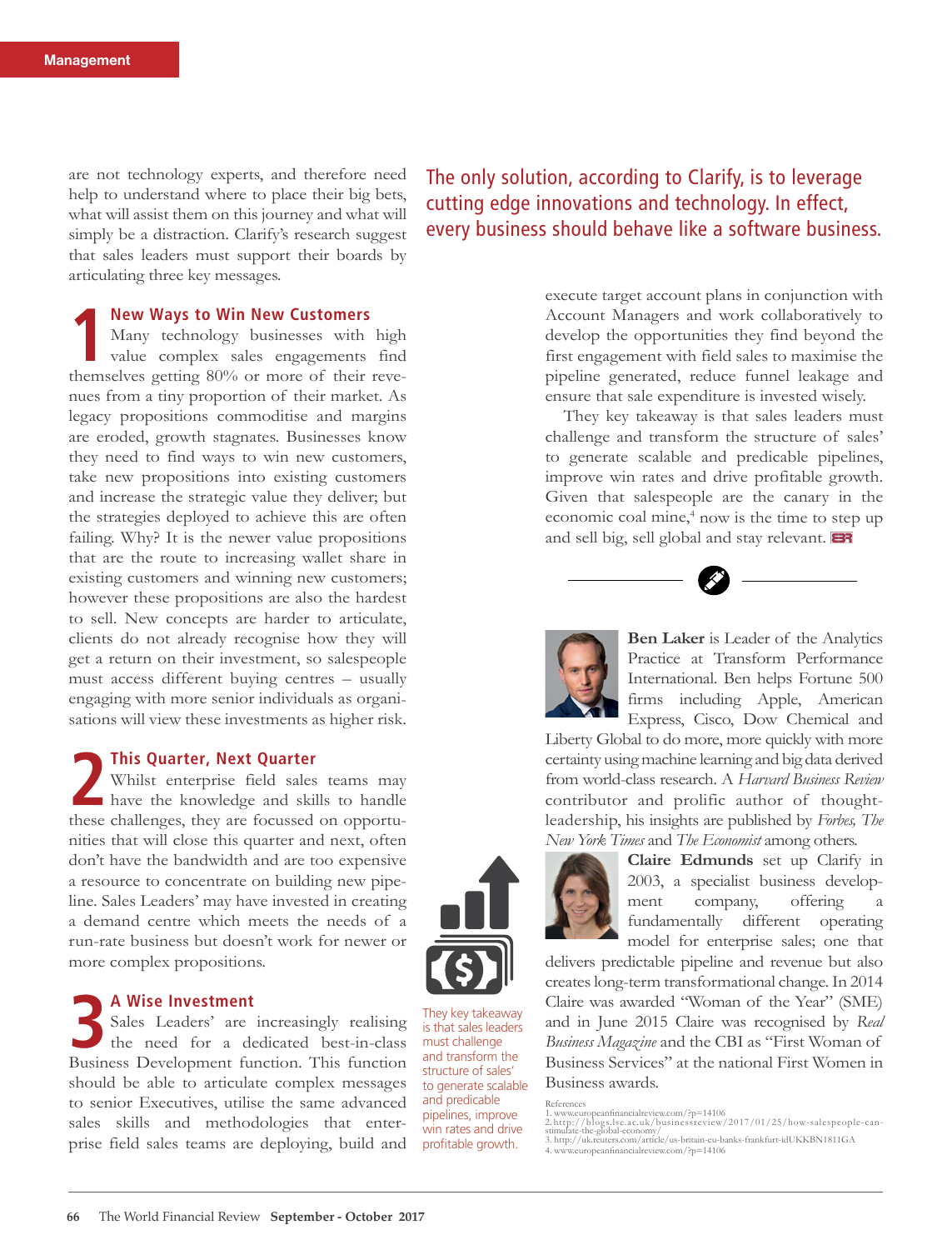are not technology experts, and therefore need help to understand where to place their big bets, what will assist them on this journey and what will simply be a distraction. Clarify's research suggest that sales leaders must support their boards by articulating three key messages.

The only solution, according to Clarify, is to leverage cutting edge innovations and technology. In effect, every business should behave like a software business.

## 1 New Ways to Win New Customers

Many technology businesses with high value complex sales engagements find themselves getting 80% or more of their revenues from a tiny proportion of their market. As legacy propositions commoditise and margins are eroded, growth stagnates. Businesses know they need to find ways to win new customers, take new propositions into existing customers and increase the strategic value they deliver; but the strategies deployed to achieve this are often failing. Why? It is the newer value propositions that are the route to increasing wallet share in existing customers and winning new customers; however these propositions are also the hardest to sell. New concepts are harder to articulate, clients do not already recognise how they will get a return on their investment, so salespeople must access different buying centres – usually engaging with more senior individuals as organisations will view these investments as higher risk.

## 2 This Quarter, Next Quarter

Whilst enterprise field sales teams may have the knowledge and skills to handle these challenges, they are focussed on opportunities that will close this quarter and next, often don't have the bandwidth and are too expensive a resource to concentrate on building new pipeline. Sales Leaders' may have invested in creating a demand centre which meets the needs of a run-rate business but doesn't work for newer or more complex propositions.

## 3 A Wise Investment

Sales Leaders' are increasingly realising the need for a dedicated best-in-class Business Development function. This function should be able to articulate complex messages to senior Executives, utilise the same advanced sales skills and methodologies that enterprise field sales teams are deploying, build and execute target account plans in conjunction with Account Managers and work collaboratively to develop the opportunities they find beyond the first engagement with field sales to maximise the pipeline generated, reduce funnel leakage and ensure that sale expenditure is invested wisely.

They key takeaway is that sales leaders must challenge and transform the structure of sales' to generate scalable and predicable pipelines, improve win rates and drive profitable growth. Given that salespeople are the canary in the economic coal mine,[4] now is the time to step up and sell big, sell global and stay relevant.

They key takeaway is that sales leaders must challenge and transform the structure of sales' to generate scalable and predicable pipelines, improve win rates and drive profitable growth.

**Ben Laker** is Leader of the Analytics Practice at Transform Performance International. Ben helps Fortune 500 firms including Apple, American Express, Cisco, Dow Chemical and Liberty Global to do more, more quickly with more certainty using machine learning and big data derived from world-class research. A *Harvard Business Review* contributor and prolific author of thought-leadership, his insights are published by *Forbes, The New York Times* and *The Economist* among others.

**Claire Edmunds** set up Clarify in 2003, a specialist business development company, offering a fundamentally different operating model for enterprise sales; one that delivers predictable pipeline and revenue but also creates long-term transformational change. In 2014 Claire was awarded "Woman of the Year" (SME) and in June 2015 Claire was recognised by *Real Business Magazine* and the CBI as "First Woman of Business Services" at the national First Women in Business awards.

References

1. www.europeanfinancialreview.com/?p=14106
2. http://blogs.lse.ac.uk/businessreview/2017/01/25/how-salespeople-can-stimulate-the-global-economy/
3. http://uk.reuters.com/article/us-britain-eu-banks-frankfurt-idUKKBN1811GA
4. www.europeanfinancialreview.com/?p=14106